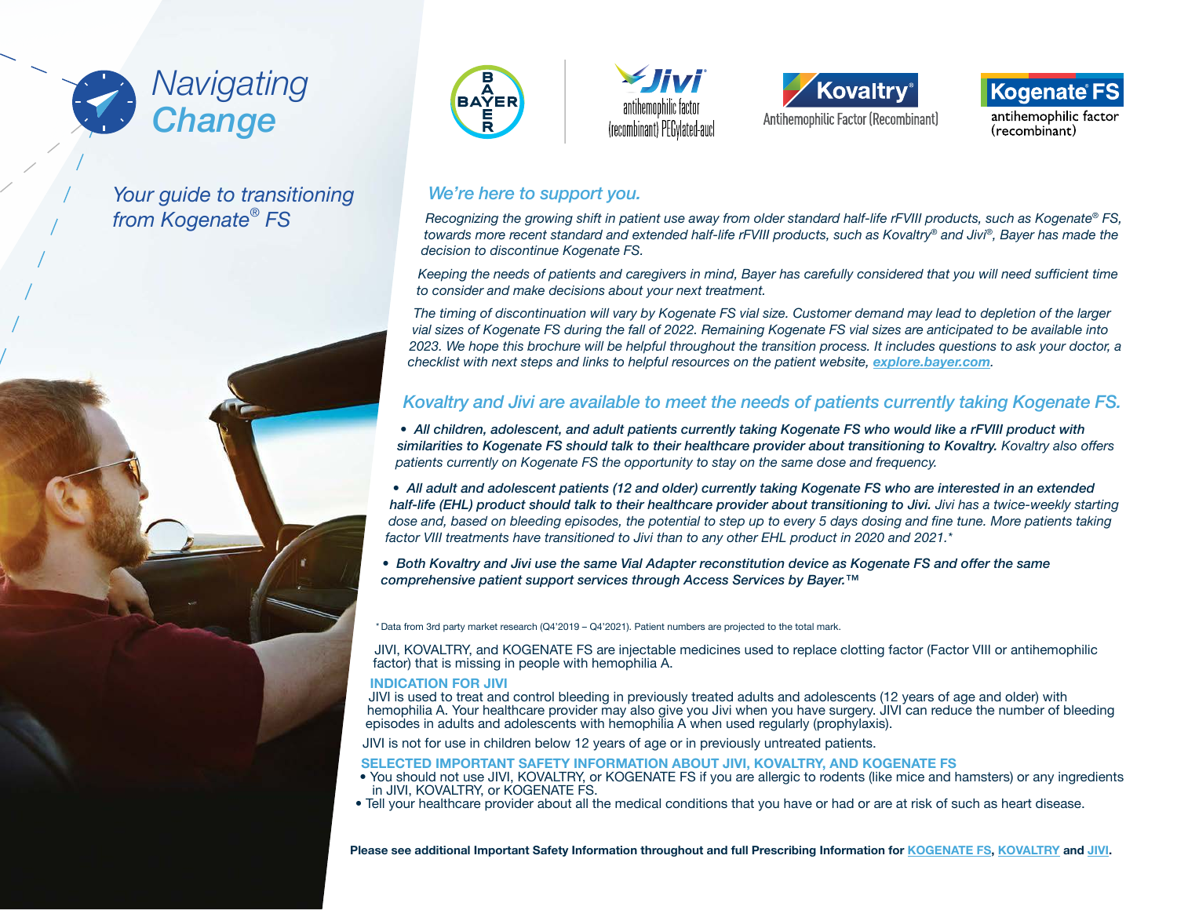# Navigating Change

*Your guide to transitioning from Kogenate® FS*

BAYER | Jivi® antihemophilic factor (recombinant) PEGylated-aucl | Kovaltry® Antihemophilic Factor (Recombinant) | Kogenate® FS antihemophilic factor (recombinant)

## *We're here to support you.*

*Recognizing the growing shift in patient use away from older standard half-life rFVIII products, such as Kogenate® FS, towards more recent standard and extended half-life rFVIII products, such as Kovaltry® and Jivi®, Bayer has made the decision to discontinue Kogenate FS.*

*Keeping the needs of patients and caregivers in mind, Bayer has carefully considered that you will need sufficient time to consider and make decisions about your next treatment.*

*The timing of discontinuation will vary by Kogenate FS vial size. Customer demand may lead to depletion of the larger vial sizes of Kogenate FS during the fall of 2022. Remaining Kogenate FS vial sizes are anticipated to be available into 2023. We hope this brochure will be helpful throughout the transition process. It includes questions to ask your doctor, a checklist with next steps and links to helpful resources on the patient website, **explore.bayer.com**.*

## *Kovaltry and Jivi are available to meet the needs of patients currently taking Kogenate FS.*

- ***All children, adolescent, and adult patients currently taking Kogenate FS who would like a rFVIII product with similarities to Kogenate FS should talk to their healthcare provider about transitioning to Kovaltry.** Kovaltry also offers patients currently on Kogenate FS the opportunity to stay on the same dose and frequency.*
- ***All adult and adolescent patients (12 and older) currently taking Kogenate FS who are interested in an extended half-life (EHL) product should talk to their healthcare provider about transitioning to Jivi.** Jivi has a twice-weekly starting dose and, based on bleeding episodes, the potential to step up to every 5 days dosing and fine tune. More patients taking factor VIII treatments have transitioned to Jivi than to any other EHL product in 2020 and 2021.\**
- ***Both Kovaltry and Jivi use the same Vial Adapter reconstitution device as Kogenate FS and offer the same comprehensive patient support services through Access Services by Bayer.™***

\* Data from 3rd party market research (Q4'2019 – Q4'2021). Patient numbers are projected to the total mark.

JIVI, KOVALTRY, and KOGENATE FS are injectable medicines used to replace clotting factor (Factor VIII or antihemophilic factor) that is missing in people with hemophilia A.

**INDICATION FOR JIVI**

JIVI is used to treat and control bleeding in previously treated adults and adolescents (12 years of age and older) with hemophilia A. Your healthcare provider may also give you Jivi when you have surgery. JIVI can reduce the number of bleeding episodes in adults and adolescents with hemophilia A when used regularly (prophylaxis).

JIVI is not for use in children below 12 years of age or in previously untreated patients.

**SELECTED IMPORTANT SAFETY INFORMATION ABOUT JIVI, KOVALTRY, AND KOGENATE FS**

- You should not use JIVI, KOVALTRY, or KOGENATE FS if you are allergic to rodents (like mice and hamsters) or any ingredients in JIVI, KOVALTRY, or KOGENATE FS.
- Tell your healthcare provider about all the medical conditions that you have or had or are at risk of such as heart disease.

**Please see additional Important Safety Information throughout and full Prescribing Information for KOGENATE FS, KOVALTRY and JIVI.**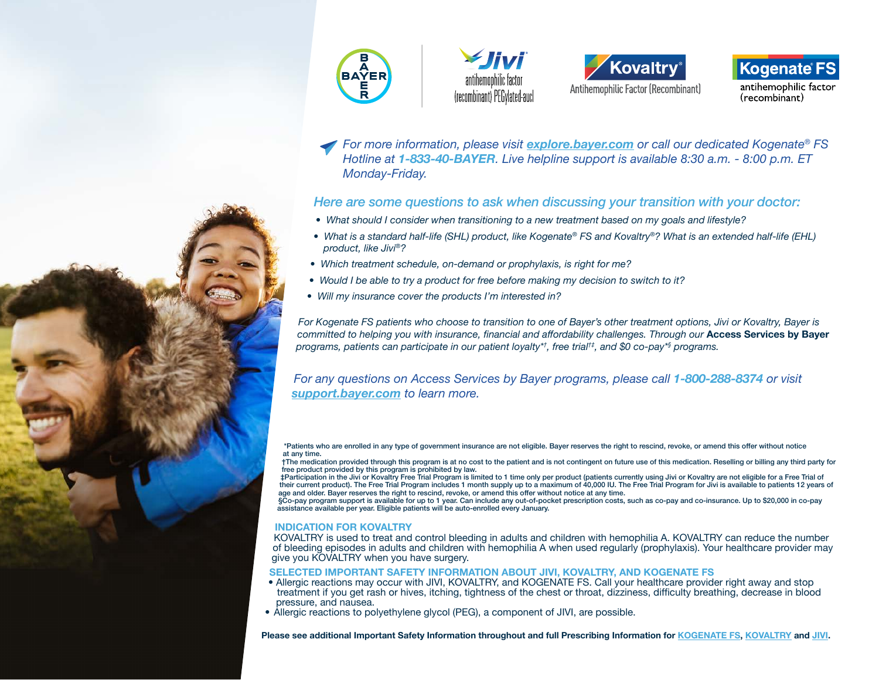*For more information, please visit **explore.bayer.com** or call our dedicated Kogenate® FS Hotline at **1-833-40-BAYER**. Live helpline support is available 8:30 a.m. - 8:00 p.m. ET Monday-Friday.*

## *Here are some questions to ask when discussing your transition with your doctor:*

- *What should I consider when transitioning to a new treatment based on my goals and lifestyle?*
- *What is a standard half-life (SHL) product, like Kogenate® FS and Kovaltry®? What is an extended half-life (EHL) product, like Jivi®?*
- *Which treatment schedule, on-demand or prophylaxis, is right for me?*
- *Would I be able to try a product for free before making my decision to switch to it?*
- *Will my insurance cover the products I'm interested in?*

*For Kogenate FS patients who choose to transition to one of Bayer's other treatment options, Jivi or Kovaltry, Bayer is committed to helping you with insurance, financial and affordability challenges. Through our* **Access Services by Bayer** *programs, patients can participate in our patient loyalty*\*†, free trial†‡, and $0 co-pay\*§ programs.*

*For any questions on Access Services by Bayer programs, please call **1-800-288-8374** or visit **support.bayer.com** to learn more.*

\*Patients who are enrolled in any type of government insurance are not eligible. Bayer reserves the right to rescind, revoke, or amend this offer without notice at any time.
†The medication provided through this program is at no cost to the patient and is not contingent on future use of this medication. Reselling or billing any third party for free product provided by this program is prohibited by law.
‡Participation in the Jivi or Kovaltry Free Trial Program is limited to 1 time only per product (patients currently using Jivi or Kovaltry are not eligible for a Free Trial of their current product). The Free Trial Program includes 1 month supply up to a maximum of 40,000 IU. The Free Trial Program for Jivi is available to patients 12 years of age and older. Bayer reserves the right to rescind, revoke, or amend this offer without notice at any time.
§Co-pay program support is available for up to 1 year. Can include any out-of-pocket prescription costs, such as co-pay and co-insurance. Up to $20,000 in co-pay assistance available per year. Eligible patients will be auto-enrolled every January.

### INDICATION FOR KOVALTRY

KOVALTRY is used to treat and control bleeding in adults and children with hemophilia A. KOVALTRY can reduce the number of bleeding episodes in adults and children with hemophilia A when used regularly (prophylaxis). Your healthcare provider may give you KOVALTRY when you have surgery.

### SELECTED IMPORTANT SAFETY INFORMATION ABOUT JIVI, KOVALTRY, AND KOGENATE FS

- Allergic reactions may occur with JIVI, KOVALTRY, and KOGENATE FS. Call your healthcare provider right away and stop treatment if you get rash or hives, itching, tightness of the chest or throat, dizziness, difficulty breathing, decrease in blood pressure, and nausea.
- Allergic reactions to polyethylene glycol (PEG), a component of JIVI, are possible.

**Please see additional Important Safety Information throughout and full Prescribing Information for KOGENATE FS, KOVALTRY and JIVI.**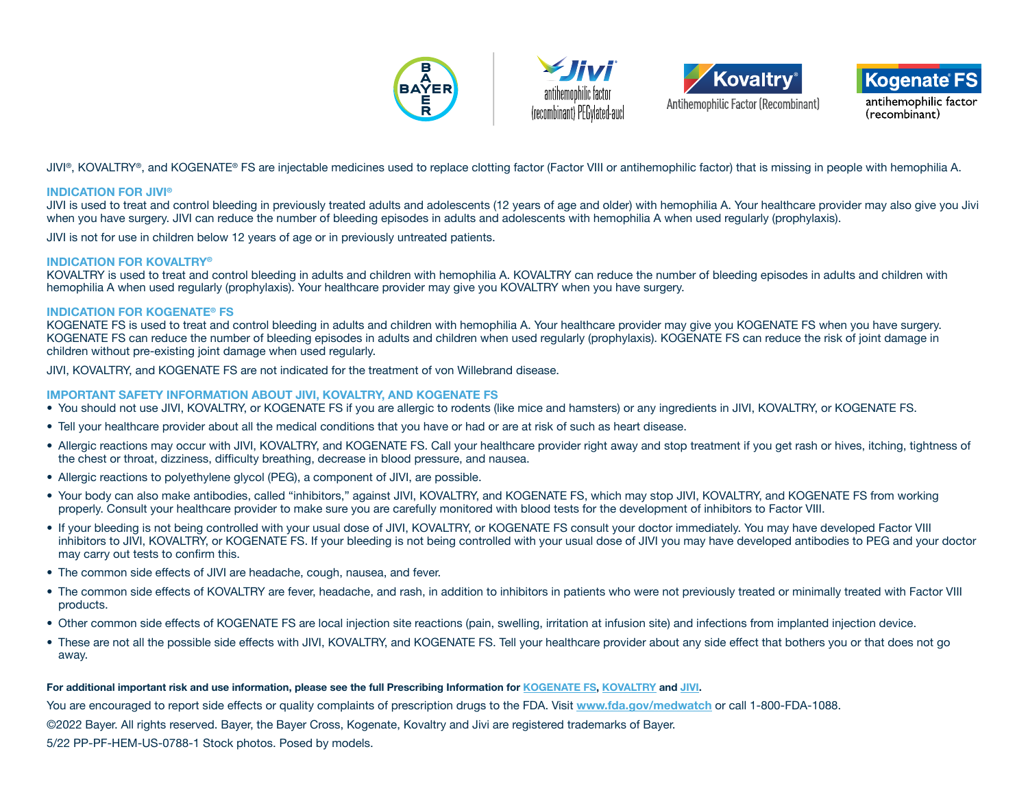BAYER

Jivi® antihemophilic factor (recombinant) PEGylated-aucl

Kovaltry® Antihemophilic Factor (Recombinant)

Kogenate® FS antihemophilic factor (recombinant)

JIVI®, KOVALTRY®, and KOGENATE® FS are injectable medicines used to replace clotting factor (Factor VIII or antihemophilic factor) that is missing in people with hemophilia A.

## INDICATION FOR JIVI®

JIVI is used to treat and control bleeding in previously treated adults and adolescents (12 years of age and older) with hemophilia A. Your healthcare provider may also give you Jivi when you have surgery. JIVI can reduce the number of bleeding episodes in adults and adolescents with hemophilia A when used regularly (prophylaxis).

JIVI is not for use in children below 12 years of age or in previously untreated patients.

## INDICATION FOR KOVALTRY®

KOVALTRY is used to treat and control bleeding in adults and children with hemophilia A. KOVALTRY can reduce the number of bleeding episodes in adults and children with hemophilia A when used regularly (prophylaxis). Your healthcare provider may give you KOVALTRY when you have surgery.

## INDICATION FOR KOGENATE® FS

KOGENATE FS is used to treat and control bleeding in adults and children with hemophilia A. Your healthcare provider may give you KOGENATE FS when you have surgery. KOGENATE FS can reduce the number of bleeding episodes in adults and children when used regularly (prophylaxis). KOGENATE FS can reduce the risk of joint damage in children without pre-existing joint damage when used regularly.

JIVI, KOVALTRY, and KOGENATE FS are not indicated for the treatment of von Willebrand disease.

## IMPORTANT SAFETY INFORMATION ABOUT JIVI, KOVALTRY, AND KOGENATE FS

- You should not use JIVI, KOVALTRY, or KOGENATE FS if you are allergic to rodents (like mice and hamsters) or any ingredients in JIVI, KOVALTRY, or KOGENATE FS.
- Tell your healthcare provider about all the medical conditions that you have or had or are at risk of such as heart disease.
- Allergic reactions may occur with JIVI, KOVALTRY, and KOGENATE FS. Call your healthcare provider right away and stop treatment if you get rash or hives, itching, tightness of the chest or throat, dizziness, difficulty breathing, decrease in blood pressure, and nausea.
- Allergic reactions to polyethylene glycol (PEG), a component of JIVI, are possible.
- Your body can also make antibodies, called "inhibitors," against JIVI, KOVALTRY, and KOGENATE FS, which may stop JIVI, KOVALTRY, and KOGENATE FS from working properly. Consult your healthcare provider to make sure you are carefully monitored with blood tests for the development of inhibitors to Factor VIII.
- If your bleeding is not being controlled with your usual dose of JIVI, KOVALTRY, or KOGENATE FS consult your doctor immediately. You may have developed Factor VIII inhibitors to JIVI, KOVALTRY, or KOGENATE FS. If your bleeding is not being controlled with your usual dose of JIVI you may have developed antibodies to PEG and your doctor may carry out tests to confirm this.
- The common side effects of JIVI are headache, cough, nausea, and fever.
- The common side effects of KOVALTRY are fever, headache, and rash, in addition to inhibitors in patients who were not previously treated or minimally treated with Factor VIII products.
- Other common side effects of KOGENATE FS are local injection site reactions (pain, swelling, irritation at infusion site) and infections from implanted injection device.
- These are not all the possible side effects with JIVI, KOVALTRY, and KOGENATE FS. Tell your healthcare provider about any side effect that bothers you or that does not go away.

**For additional important risk and use information, please see the full Prescribing Information for KOGENATE FS, KOVALTRY and JIVI.**

You are encouraged to report side effects or quality complaints of prescription drugs to the FDA. Visit **www.fda.gov/medwatch** or call 1-800-FDA-1088.

©2022 Bayer. All rights reserved. Bayer, the Bayer Cross, Kogenate, Kovaltry and Jivi are registered trademarks of Bayer.

5/22 PP-PF-HEM-US-0788-1 Stock photos. Posed by models.